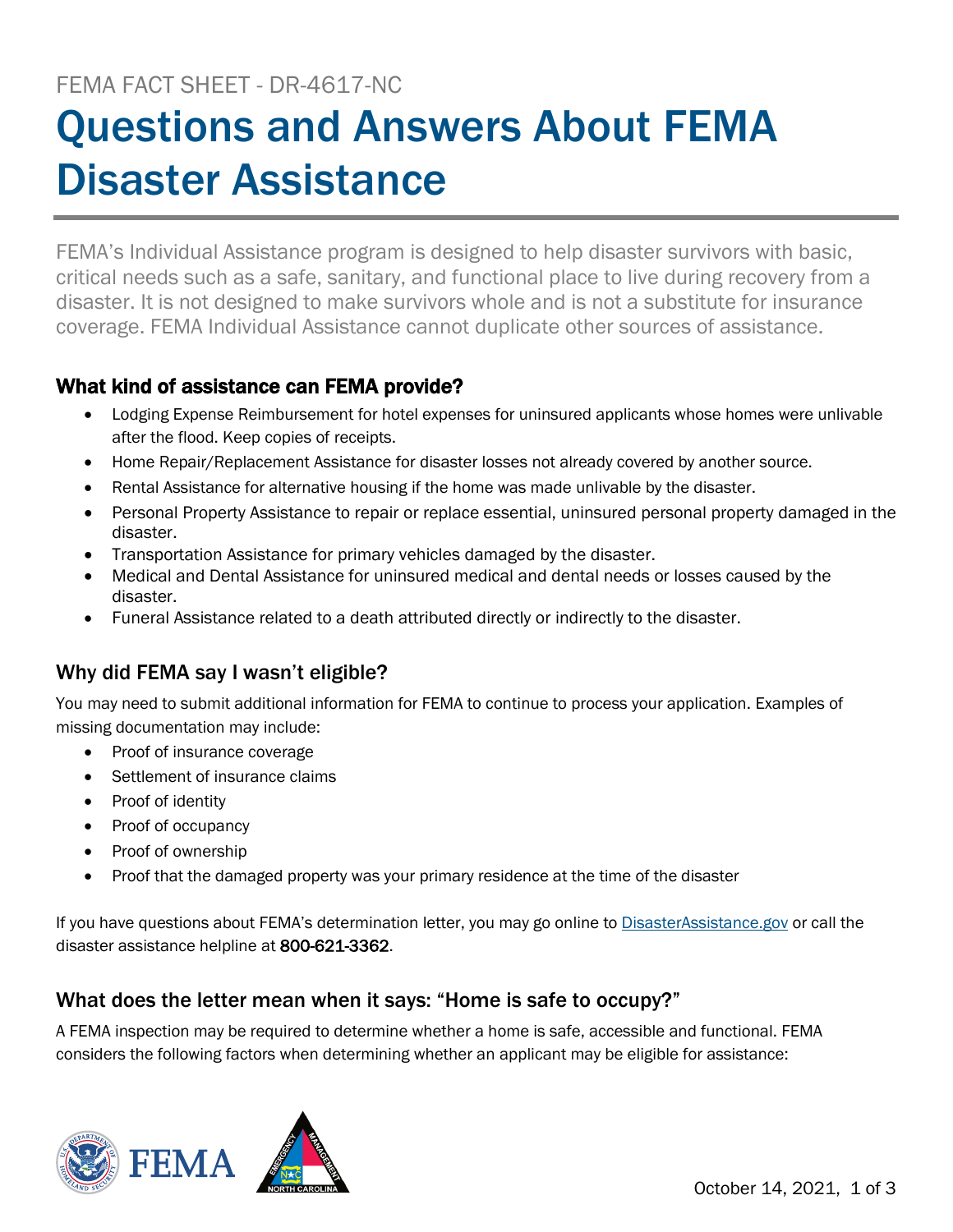FEMA FACT SHEET - DR-4617-NC

# Questions and Answers About FEMA Disaster Assistance

FEMA's Individual Assistance program is designed to help disaster survivors with basic, critical needs such as a safe, sanitary, and functional place to live during recovery from a disaster. It is not designed to make survivors whole and is not a substitute for insurance coverage. FEMA Individual Assistance cannot duplicate other sources of assistance.

## What kind of assistance can FEMA provide?

- Lodging Expense Reimbursement for hotel expenses for uninsured applicants whose homes were unlivable after the flood. Keep copies of receipts.
- Home Repair/Replacement Assistance for disaster losses not already covered by another source.
- Rental Assistance for alternative housing if the home was made unlivable by the disaster.
- Personal Property Assistance to repair or replace essential, uninsured personal property damaged in the disaster.
- Transportation Assistance for primary vehicles damaged by the disaster.
- Medical and Dental Assistance for uninsured medical and dental needs or losses caused by the disaster.
- Funeral Assistance related to a death attributed directly or indirectly to the disaster.

## Why did FEMA say I wasn't eligible?

You may need to submit additional information for FEMA to continue to process your application. Examples of missing documentation may include:

- Proof of insurance coverage
- Settlement of insurance claims
- Proof of identity
- Proof of occupancy
- Proof of ownership
- Proof that the damaged property was your primary residence at the time of the disaster

If you have questions about FEMA's determination letter, you may go online to [DisasterAssistance.gov](https://www.DisasterAssistance.gov) or call the disaster assistance helpline at **800-621-3362**.

## What does the letter mean when it says: "Home is safe to occupy?"

A FEMA inspection may be required to determine whether a home is safe, accessible and functional. FEMA considers the following factors when determining whether an applicant may be eligible for assistance: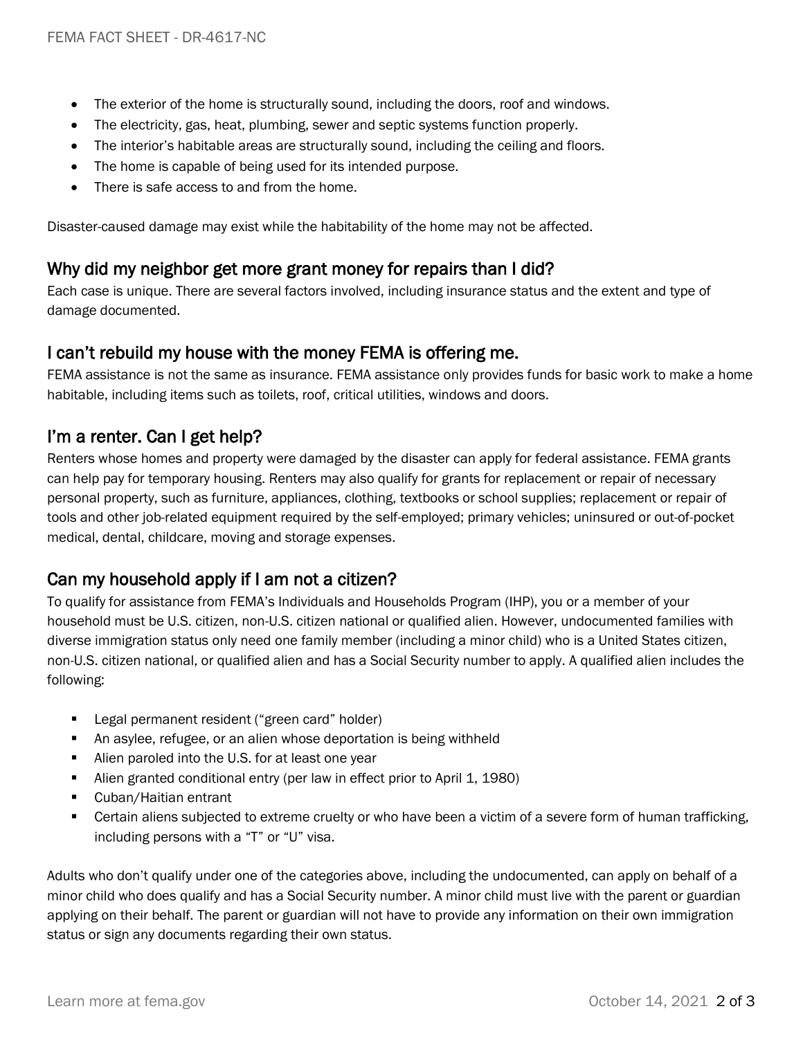- The exterior of the home is structurally sound, including the doors, roof and windows.
- The electricity, gas, heat, plumbing, sewer and septic systems function properly.
- The interior's habitable areas are structurally sound, including the ceiling and floors.
- The home is capable of being used for its intended purpose.
- There is safe access to and from the home.

Disaster-caused damage may exist while the habitability of the home may not be affected.

## Why did my neighbor get more grant money for repairs than I did?

Each case is unique. There are several factors involved, including insurance status and the extent and type of damage documented.

## I can't rebuild my house with the money FEMA is offering me.

FEMA assistance is not the same as insurance. FEMA assistance only provides funds for basic work to make a home habitable, including items such as toilets, roof, critical utilities, windows and doors.

## I'm a renter. Can I get help?

Renters whose homes and property were damaged by the disaster can apply for federal assistance. FEMA grants can help pay for temporary housing. Renters may also qualify for grants for replacement or repair of necessary personal property, such as furniture, appliances, clothing, textbooks or school supplies; replacement or repair of tools and other job-related equipment required by the self-employed; primary vehicles; uninsured or out-of-pocket medical, dental, childcare, moving and storage expenses.

## Can my household apply if I am not a citizen?

To qualify for assistance from FEMA's Individuals and Households Program (IHP), you or a member of your household must be U.S. citizen, non-U.S. citizen national or qualified alien. However, undocumented families with diverse immigration status only need one family member (including a minor child) who is a United States citizen, non-U.S. citizen national, or qualified alien and has a Social Security number to apply. A qualified alien includes the following:

- Legal permanent resident ("green card" holder)
- An asylee, refugee, or an alien whose deportation is being withheld
- Alien paroled into the U.S. for at least one year
- Alien granted conditional entry (per law in effect prior to April 1, 1980)
- Cuban/Haitian entrant
- Certain aliens subjected to extreme cruelty or who have been a victim of a severe form of human trafficking, including persons with a "T" or "U" visa.

Adults who don't qualify under one of the categories above, including the undocumented, can apply on behalf of a minor child who does qualify and has a Social Security number. A minor child must live with the parent or guardian applying on their behalf. The parent or guardian will not have to provide any information on their own immigration status or sign any documents regarding their own status.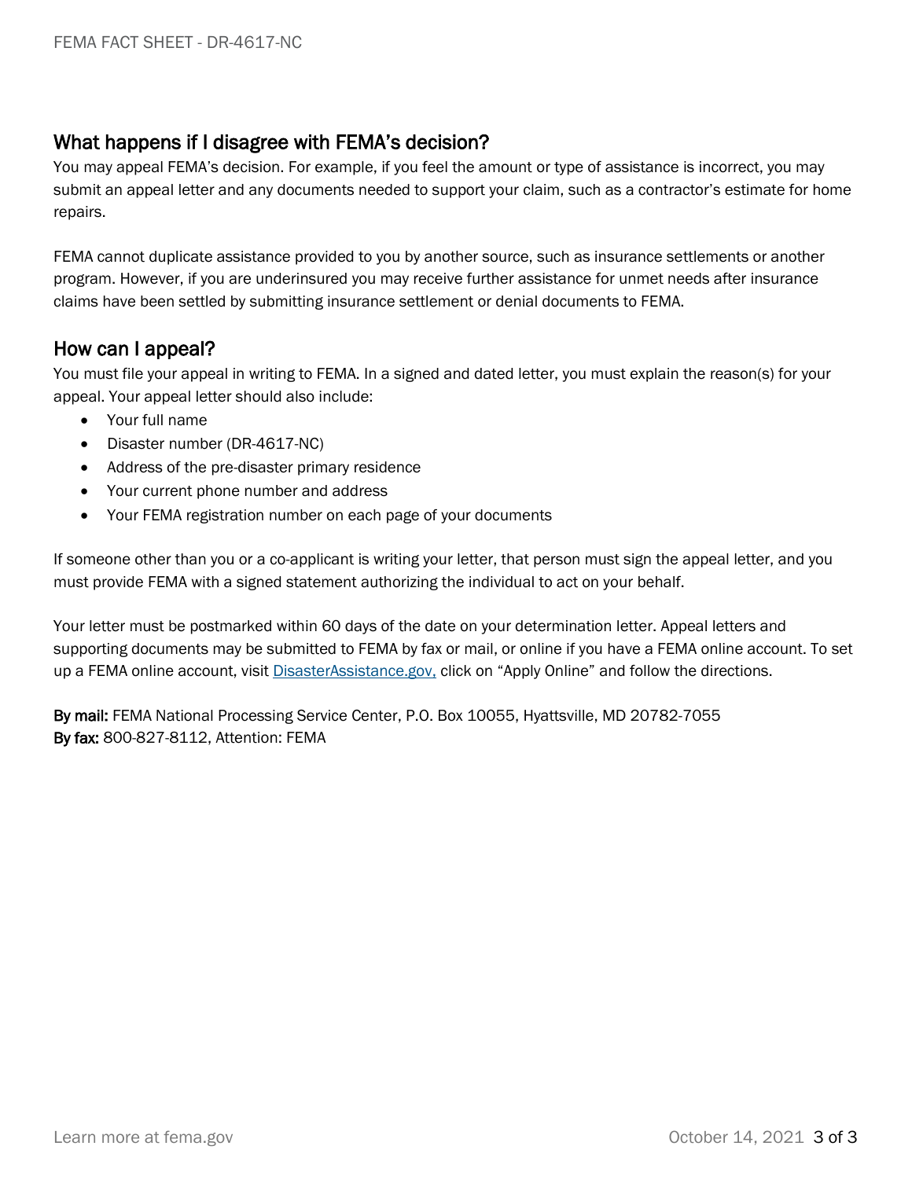## What happens if I disagree with FEMA's decision?

You may appeal FEMA's decision. For example, if you feel the amount or type of assistance is incorrect, you may submit an appeal letter and any documents needed to support your claim, such as a contractor's estimate for home repairs.

FEMA cannot duplicate assistance provided to you by another source, such as insurance settlements or another program. However, if you are underinsured you may receive further assistance for unmet needs after insurance claims have been settled by submitting insurance settlement or denial documents to FEMA.

## How can I appeal?

You must file your appeal in writing to FEMA. In a signed and dated letter, you must explain the reason(s) for your appeal. Your appeal letter should also include:

- Your full name
- Disaster number (DR-4617-NC)
- Address of the pre-disaster primary residence
- Your current phone number and address
- Your FEMA registration number on each page of your documents

If someone other than you or a co-applicant is writing your letter, that person must sign the appeal letter, and you must provide FEMA with a signed statement authorizing the individual to act on your behalf.

Your letter must be postmarked within 60 days of the date on your determination letter. Appeal letters and supporting documents may be submitted to FEMA by fax or mail, or online if you have a FEMA online account. To set up a FEMA online account, visit [DisasterAssistance.gov,](https://www.disasterassistance.gov) click on "Apply Online" and follow the directions.

**By mail:** FEMA National Processing Service Center, P.O. Box 10055, Hyattsville, MD 20782-7055
**By fax:** 800-827-8112, Attention: FEMA